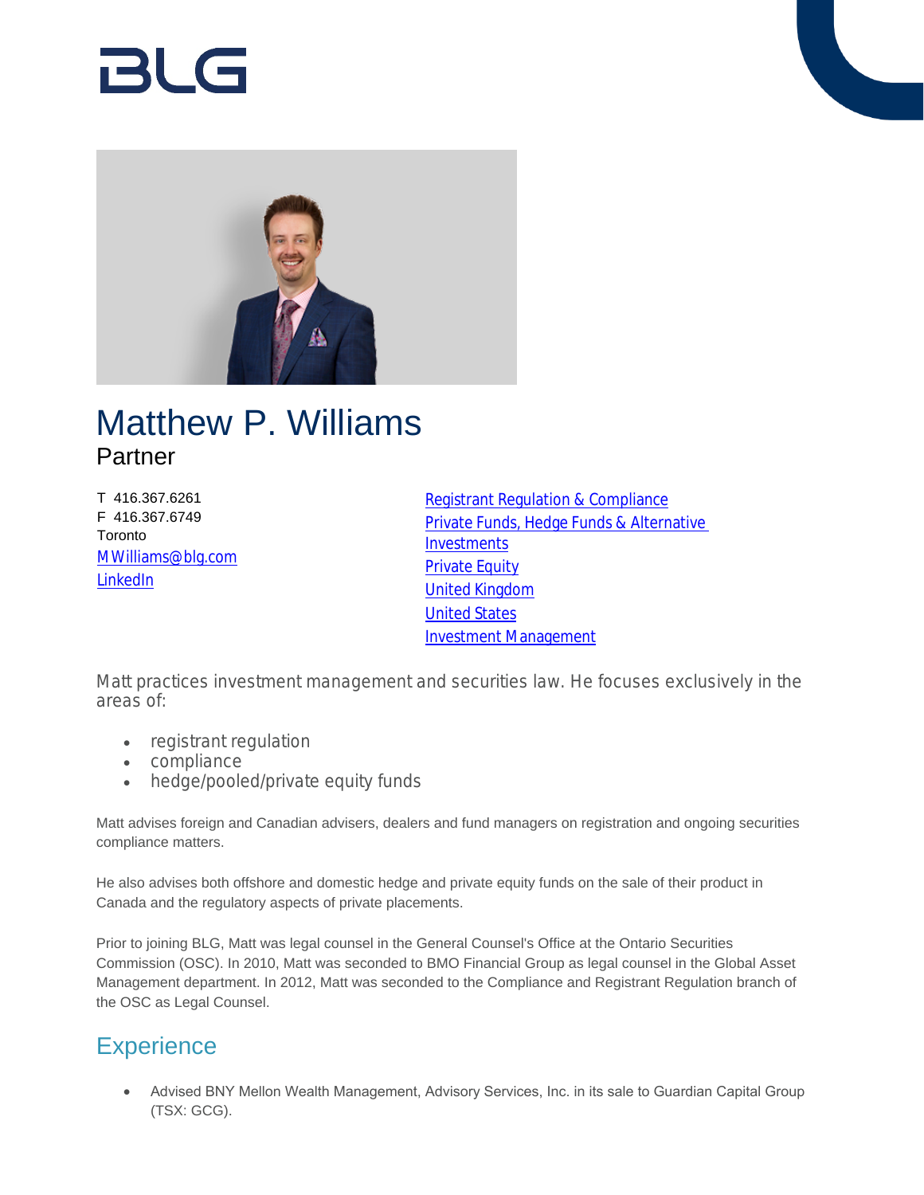BLG

# Matthew P. Williams

Partner

T 416.367.6261
F 416.367.6749
Toronto
MWilliams@blg.com
LinkedIn

Registrant Regulation & Compliance
Private Funds, Hedge Funds & Alternative Investments
Private Equity
United Kingdom
United States
Investment Management

Matt practices investment management and securities law. He focuses exclusively in the areas of:

- registrant regulation
- compliance
- hedge/pooled/private equity funds

Matt advises foreign and Canadian advisers, dealers and fund managers on registration and ongoing securities compliance matters.

He also advises both offshore and domestic hedge and private equity funds on the sale of their product in Canada and the regulatory aspects of private placements.

Prior to joining BLG, Matt was legal counsel in the General Counsel's Office at the Ontario Securities Commission (OSC). In 2010, Matt was seconded to BMO Financial Group as legal counsel in the Global Asset Management department. In 2012, Matt was seconded to the Compliance and Registrant Regulation branch of the OSC as Legal Counsel.

## Experience

- Advised BNY Mellon Wealth Management, Advisory Services, Inc. in its sale to Guardian Capital Group (TSX: GCG).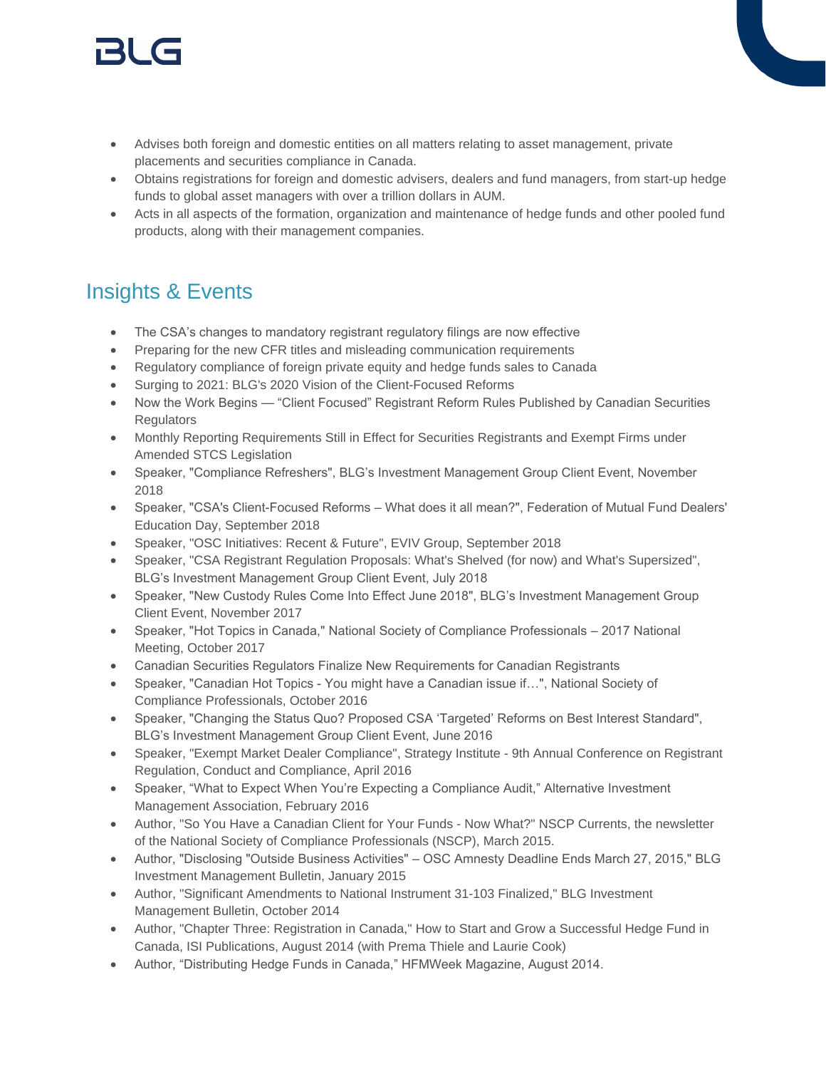- Advises both foreign and domestic entities on all matters relating to asset management, private placements and securities compliance in Canada.
- Obtains registrations for foreign and domestic advisers, dealers and fund managers, from start-up hedge funds to global asset managers with over a trillion dollars in AUM.
- Acts in all aspects of the formation, organization and maintenance of hedge funds and other pooled fund products, along with their management companies.

## Insights & Events

- The CSA's changes to mandatory registrant regulatory filings are now effective
- Preparing for the new CFR titles and misleading communication requirements
- Regulatory compliance of foreign private equity and hedge funds sales to Canada
- Surging to 2021: BLG's 2020 Vision of the Client-Focused Reforms
- Now the Work Begins — "Client Focused" Registrant Reform Rules Published by Canadian Securities Regulators
- Monthly Reporting Requirements Still in Effect for Securities Registrants and Exempt Firms under Amended STCS Legislation
- Speaker, "Compliance Refreshers", BLG's Investment Management Group Client Event, November 2018
- Speaker, "CSA's Client-Focused Reforms – What does it all mean?", Federation of Mutual Fund Dealers' Education Day, September 2018
- Speaker, "OSC Initiatives: Recent & Future", EVIV Group, September 2018
- Speaker, "CSA Registrant Regulation Proposals: What's Shelved (for now) and What's Supersized", BLG's Investment Management Group Client Event, July 2018
- Speaker, "New Custody Rules Come Into Effect June 2018", BLG's Investment Management Group Client Event, November 2017
- Speaker, "Hot Topics in Canada," National Society of Compliance Professionals – 2017 National Meeting, October 2017
- Canadian Securities Regulators Finalize New Requirements for Canadian Registrants
- Speaker, "Canadian Hot Topics - You might have a Canadian issue if…", National Society of Compliance Professionals, October 2016
- Speaker, "Changing the Status Quo? Proposed CSA 'Targeted' Reforms on Best Interest Standard", BLG's Investment Management Group Client Event, June 2016
- Speaker, "Exempt Market Dealer Compliance", Strategy Institute - 9th Annual Conference on Registrant Regulation, Conduct and Compliance, April 2016
- Speaker, "What to Expect When You're Expecting a Compliance Audit," Alternative Investment Management Association, February 2016
- Author, "So You Have a Canadian Client for Your Funds - Now What?" NSCP Currents, the newsletter of the National Society of Compliance Professionals (NSCP), March 2015.
- Author, "Disclosing "Outside Business Activities" – OSC Amnesty Deadline Ends March 27, 2015," BLG Investment Management Bulletin, January 2015
- Author, "Significant Amendments to National Instrument 31-103 Finalized," BLG Investment Management Bulletin, October 2014
- Author, "Chapter Three: Registration in Canada," How to Start and Grow a Successful Hedge Fund in Canada, ISI Publications, August 2014 (with Prema Thiele and Laurie Cook)
- Author, "Distributing Hedge Funds in Canada," HFMWeek Magazine, August 2014.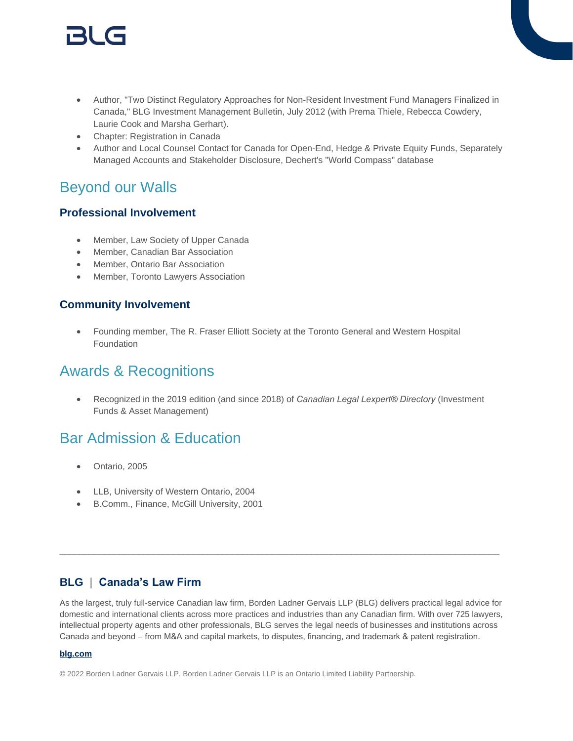- Author, "Two Distinct Regulatory Approaches for Non-Resident Investment Fund Managers Finalized in Canada," BLG Investment Management Bulletin, July 2012 (with Prema Thiele, Rebecca Cowdery, Laurie Cook and Marsha Gerhart).
- Chapter: Registration in Canada
- Author and Local Counsel Contact for Canada for Open-End, Hedge & Private Equity Funds, Separately Managed Accounts and Stakeholder Disclosure, Dechert's "World Compass" database

## Beyond our Walls

### Professional Involvement

- Member, Law Society of Upper Canada
- Member, Canadian Bar Association
- Member, Ontario Bar Association
- Member, Toronto Lawyers Association

### Community Involvement

- Founding member, The R. Fraser Elliott Society at the Toronto General and Western Hospital Foundation

## Awards & Recognitions

- Recognized in the 2019 edition (and since 2018) of *Canadian Legal Lexpert® Directory* (Investment Funds & Asset Management)

## Bar Admission & Education

- Ontario, 2005

- LLB, University of Western Ontario, 2004
- B.Comm., Finance, McGill University, 2001

---

### BLG | Canada's Law Firm

As the largest, truly full-service Canadian law firm, Borden Ladner Gervais LLP (BLG) delivers practical legal advice for domestic and international clients across more practices and industries than any Canadian firm. With over 725 lawyers, intellectual property agents and other professionals, BLG serves the legal needs of businesses and institutions across Canada and beyond – from M&A and capital markets, to disputes, financing, and trademark & patent registration.

**blg.com**

© 2022 Borden Ladner Gervais LLP. Borden Ladner Gervais LLP is an Ontario Limited Liability Partnership.